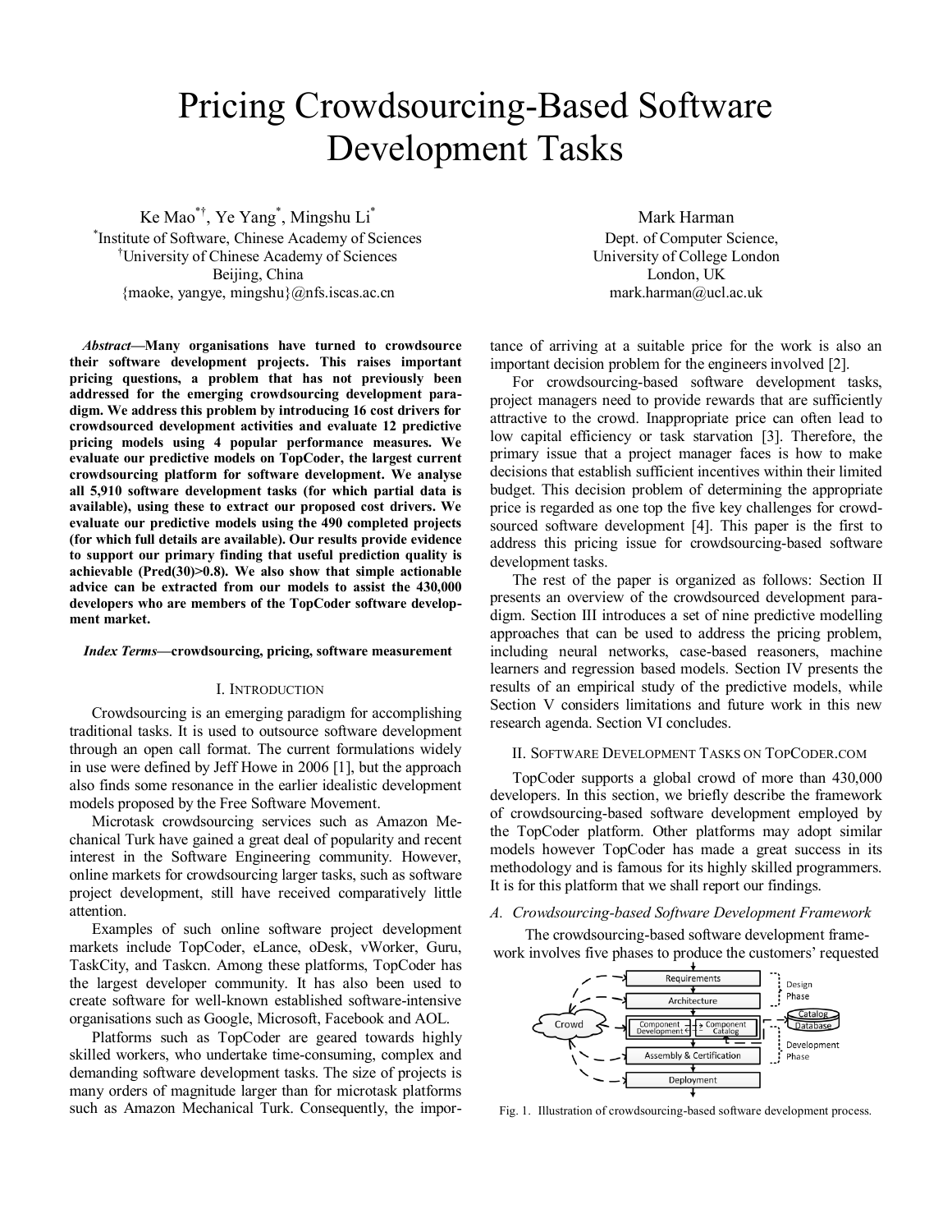# Pricing Crowdsourcing-Based Software Development Tasks

Ke Mao[*†], Ye Yang[*], Mingshu Li[*]
[*]Institute of Software, Chinese Academy of Sciences
[†]University of Chinese Academy of Sciences
Beijing, China
{maoke, yangye, mingshu}@nfs.iscas.ac.cn

Mark Harman
Dept. of Computer Science,
University of College London
London, UK
mark.harman@ucl.ac.uk

***Abstract*—Many organisations have turned to crowdsource their software development projects. This raises important pricing questions, a problem that has not previously been addressed for the emerging crowdsourcing development paradigm. We address this problem by introducing 16 cost drivers for crowdsourced development activities and evaluate 12 predictive pricing models using 4 popular performance measures. We evaluate our predictive models on TopCoder, the largest current crowdsourcing platform for software development. We analyse all 5,910 software development tasks (for which partial data is available), using these to extract our proposed cost drivers. We evaluate our predictive models using the 490 completed projects (for which full details are available). Our results provide evidence to support our primary finding that useful prediction quality is achievable (Pred(30)>0.8). We also show that simple actionable advice can be extracted from our models to assist the 430,000 developers who are members of the TopCoder software development market.**

***Index Terms*—crowdsourcing, pricing, software measurement**

## I. Introduction

Crowdsourcing is an emerging paradigm for accomplishing traditional tasks. It is used to outsource software development through an open call format. The current formulations widely in use were defined by Jeff Howe in 2006 [1], but the approach also finds some resonance in the earlier idealistic development models proposed by the Free Software Movement.

Microtask crowdsourcing services such as Amazon Mechanical Turk have gained a great deal of popularity and recent interest in the Software Engineering community. However, online markets for crowdsourcing larger tasks, such as software project development, still have received comparatively little attention.

Examples of such online software project development markets include TopCoder, eLance, oDesk, vWorker, Guru, TaskCity, and Taskcn. Among these platforms, TopCoder has the largest developer community. It has also been used to create software for well-known established software-intensive organisations such as Google, Microsoft, Facebook and AOL.

Platforms such as TopCoder are geared towards highly skilled workers, who undertake time-consuming, complex and demanding software development tasks. The size of projects is many orders of magnitude larger than for microtask platforms such as Amazon Mechanical Turk. Consequently, the importance of arriving at a suitable price for the work is also an important decision problem for the engineers involved [2].

For crowdsourcing-based software development tasks, project managers need to provide rewards that are sufficiently attractive to the crowd. Inappropriate price can often lead to low capital efficiency or task starvation [3]. Therefore, the primary issue that a project manager faces is how to make decisions that establish sufficient incentives within their limited budget. This decision problem of determining the appropriate price is regarded as one top the five key challenges for crowdsourced software development [4]. This paper is the first to address this pricing issue for crowdsourcing-based software development tasks.

The rest of the paper is organized as follows: Section II presents an overview of the crowdsourced development paradigm. Section III introduces a set of nine predictive modelling approaches that can be used to address the pricing problem, including neural networks, case-based reasoners, machine learners and regression based models. Section IV presents the results of an empirical study of the predictive models, while Section V considers limitations and future work in this new research agenda. Section VI concludes.

## II. Software Development Tasks on TopCoder.com

TopCoder supports a global crowd of more than 430,000 developers. In this section, we briefly describe the framework of crowdsourcing-based software development employed by the TopCoder platform. Other platforms may adopt similar models however TopCoder has made a great success in its methodology and is famous for its highly skilled programmers. It is for this platform that we shall report our findings.

### *A. Crowdsourcing-based Software Development Framework*

The crowdsourcing-based software development framework involves five phases to produce the customers' requested

Fig. 1. Illustration of crowdsourcing-based software development process.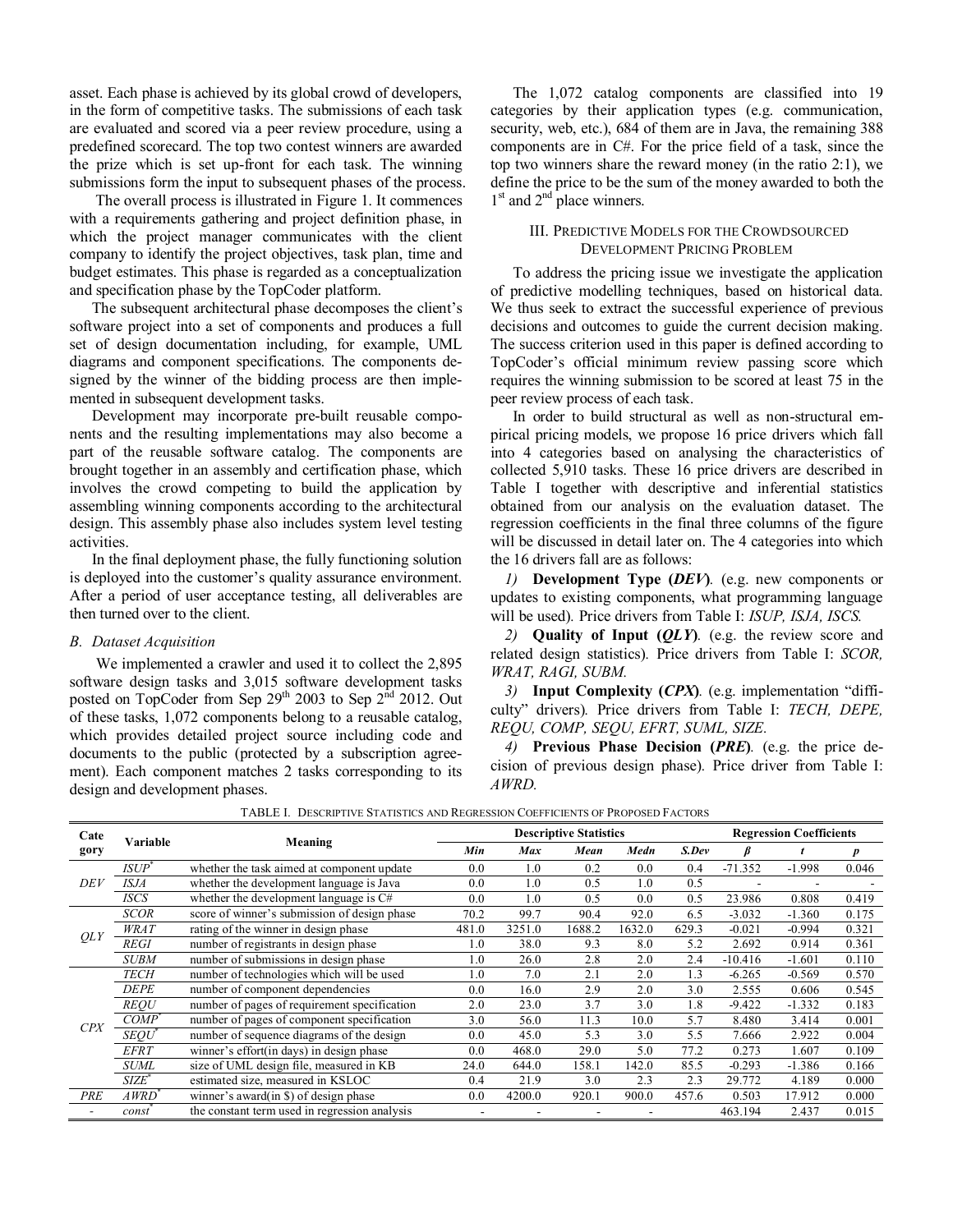asset. Each phase is achieved by its global crowd of developers, in the form of competitive tasks. The submissions of each task are evaluated and scored via a peer review procedure, using a predefined scorecard. The top two contest winners are awarded the prize which is set up-front for each task. The winning submissions form the input to subsequent phases of the process.

The overall process is illustrated in Figure 1. It commences with a requirements gathering and project definition phase, in which the project manager communicates with the client company to identify the project objectives, task plan, time and budget estimates. This phase is regarded as a conceptualization and specification phase by the TopCoder platform.

The subsequent architectural phase decomposes the client's software project into a set of components and produces a full set of design documentation including, for example, UML diagrams and component specifications. The components designed by the winner of the bidding process are then implemented in subsequent development tasks.

Development may incorporate pre-built reusable components and the resulting implementations may also become a part of the reusable software catalog. The components are brought together in an assembly and certification phase, which involves the crowd competing to build the application by assembling winning components according to the architectural design. This assembly phase also includes system level testing activities.

In the final deployment phase, the fully functioning solution is deployed into the customer's quality assurance environment. After a period of user acceptance testing, all deliverables are then turned over to the client.

### *B. Dataset Acquisition*

We implemented a crawler and used it to collect the 2,895 software design tasks and 3,015 software development tasks posted on TopCoder from Sep 29[th] 2003 to Sep 2[nd] 2012. Out of these tasks, 1,072 components belong to a reusable catalog, which provides detailed project source including code and documents to the public (protected by a subscription agreement). Each component matches 2 tasks corresponding to its design and development phases.

The 1,072 catalog components are classified into 19 categories by their application types (e.g. communication, security, web, etc.), 684 of them are in Java, the remaining 388 components are in C#. For the price field of a task, since the top two winners share the reward money (in the ratio 2:1), we define the price to be the sum of the money awarded to both the 1[st] and 2[nd] place winners.

## III. Predictive Models for the Crowdsourced Development Pricing Problem

To address the pricing issue we investigate the application of predictive modelling techniques, based on historical data. We thus seek to extract the successful experience of previous decisions and outcomes to guide the current decision making. The success criterion used in this paper is defined according to TopCoder's official minimum review passing score which requires the winning submission to be scored at least 75 in the peer review process of each task.

In order to build structural as well as non-structural empirical pricing models, we propose 16 price drivers which fall into 4 categories based on analysing the characteristics of collected 5,910 tasks. These 16 price drivers are described in Table I together with descriptive and inferential statistics obtained from our analysis on the evaluation dataset. The regression coefficients in the final three columns of the figure will be discussed in detail later on. The 4 categories into which the 16 drivers fall are as follows:

*1)* **Development Type (*DEV*)**. (e.g. new components or updates to existing components, what programming language will be used). Price drivers from Table I: *ISUP, ISJA, ISCS.*

*2)* **Quality of Input (*QLY*)**. (e.g. the review score and related design statistics). Price drivers from Table I: *SCOR, WRAT, RAGI, SUBM.*

*3)* **Input Complexity (*CPX*)**. (e.g. implementation "difficulty" drivers). Price drivers from Table I: *TECH, DEPE, REQU, COMP, SEQU, EFRT, SUML, SIZE.*

*4)* **Previous Phase Decision (*PRE*)**. (e.g. the price decision of previous design phase). Price driver from Table I: *AWRD.*

TABLE I. Descriptive Statistics and Regression Coefficients of Proposed Factors

| Category | Variable | Meaning | Descriptive Statistics | | | | | Regression Coefficients | | |
|---|---|---|---|---|---|---|---|---|---|---|
| | | | *Min* | *Max* | *Mean* | *Medn* | *S.Dev* | *β* | *t* | *p* |
| *DEV* | *ISUP*[*] | whether the task aimed at component update | 0.0 | 1.0 | 0.2 | 0.0 | 0.4 | -71.352 | -1.998 | 0.046 |
| | *ISJA* | whether the development language is Java | 0.0 | 1.0 | 0.5 | 1.0 | 0.5 | - | - | - |
| | *ISCS* | whether the development language is C# | 0.0 | 1.0 | 0.5 | 0.0 | 0.5 | 23.986 | 0.808 | 0.419 |
| *QLY* | *SCOR* | score of winner's submission of design phase | 70.2 | 99.7 | 90.4 | 92.0 | 6.5 | -3.032 | -1.360 | 0.175 |
| | *WRAT* | rating of the winner in design phase | 481.0 | 3251.0 | 1688.2 | 1632.0 | 629.3 | -0.021 | -0.994 | 0.321 |
| | *REGI* | number of registrants in design phase | 1.0 | 38.0 | 9.3 | 8.0 | 5.2 | 2.692 | 0.914 | 0.361 |
| | *SUBM* | number of submissions in design phase | 1.0 | 26.0 | 2.8 | 2.0 | 2.4 | -10.416 | -1.601 | 0.110 |
| *CPX* | *TECH* | number of technologies which will be used | 1.0 | 7.0 | 2.1 | 2.0 | 1.3 | -6.265 | -0.569 | 0.570 |
| | *DEPE* | number of component dependencies | 0.0 | 16.0 | 2.9 | 2.0 | 3.0 | 2.555 | 0.606 | 0.545 |
| | *REQU* | number of pages of requirement specification | 2.0 | 23.0 | 3.7 | 3.0 | 1.8 | -9.422 | -1.332 | 0.183 |
| | *COMP*[*] | number of pages of component specification | 3.0 | 56.0 | 11.3 | 10.0 | 5.7 | 8.480 | 3.414 | 0.001 |
| | *SEQU*[*] | number of sequence diagrams of the design | 0.0 | 45.0 | 5.3 | 3.0 | 5.5 | 7.666 | 2.922 | 0.004 |
| | *EFRT* | winner's effort(in days) in design phase | 0.0 | 468.0 | 29.0 | 5.0 | 77.2 | 0.273 | 1.607 | 0.109 |
| | *SUML* | size of UML design file, measured in KB | 24.0 | 644.0 | 158.1 | 142.0 | 85.5 | -0.293 | -1.386 | 0.166 |
| | *SIZE*[*] | estimated size, measured in KSLOC | 0.4 | 21.9 | 3.0 | 2.3 | 2.3 | 29.772 | 4.189 | 0.000 |
| *PRE* | *AWRD*[*] | winner's award(in $) of design phase | 0.0 | 4200.0 | 920.1 | 900.0 | 457.6 | 0.503 | 17.912 | 0.000 |
| - | *const*[*] | the constant term used in regression analysis | - | - | - | - | | 463.194 | 2.437 | 0.015 |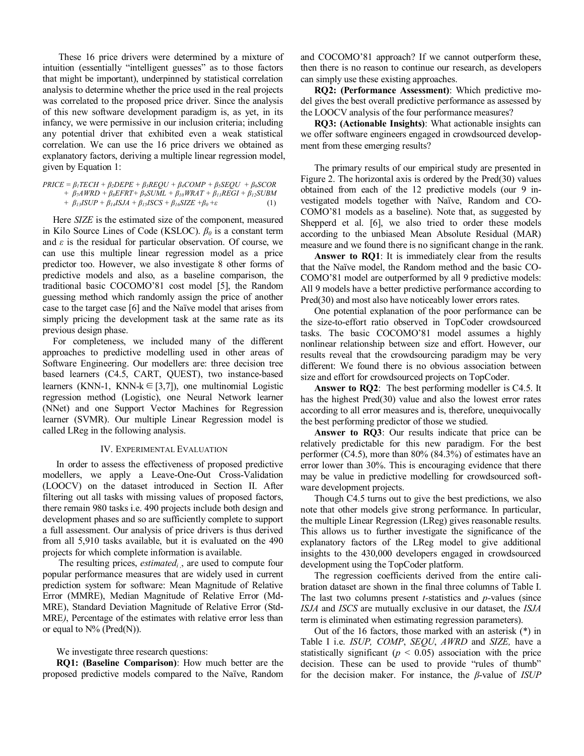These 16 price drivers were determined by a mixture of intuition (essentially "intelligent guesses" as to those factors that might be important), underpinned by statistical correlation analysis to determine whether the price used in the real projects was correlated to the proposed price driver. Since the analysis of this new software development paradigm is, as yet, in its infancy, we were permissive in our inclusion criteria; including any potential driver that exhibited even a weak statistical correlation. We can use the 16 price drivers we obtained as explanatory factors, deriving a multiple linear regression model, given by Equation 1:

$$PRICE = \beta_1 TECH + \beta_2 DEPE + \beta_3 REQU + \beta_4 COMP + \beta_5 SEQU + \beta_6 SCOR + \beta_7 AWRD + \beta_8 EFRT + \beta_9 SUML + \beta_{10} WRAT + \beta_{11} REGI + \beta_{12} SUBM + \beta_{13} ISUP + \beta_{14} ISJA + \beta_{15} ISCS + \beta_{16} SIZE + \beta_0 + \varepsilon \quad (1)$$

Here *SIZE* is the estimated size of the component, measured in Kilo Source Lines of Code (KSLOC). $\beta_0$ is a constant term and $\varepsilon$ is the residual for particular observation. Of course, we can use this multiple linear regression model as a price predictor too. However, we also investigate 8 other forms of predictive models and also, as a baseline comparison, the traditional basic COCOMO'81 cost model [5], the Random guessing method which randomly assign the price of another case to the target case [6] and the Naïve model that arises from simply pricing the development task at the same rate as its previous design phase.

For completeness, we included many of the different approaches to predictive modelling used in other areas of Software Engineering. Our modellers are: three decision tree based learners (C4.5, CART, QUEST), two instance-based learners (KNN-1, KNN-k $\in$ [3,7]), one multinomial Logistic regression method (Logistic), one Neural Network learner (NNet) and one Support Vector Machines for Regression learner (SVMR). Our multiple Linear Regression model is called LReg in the following analysis.

## IV. Experimental Evaluation

In order to assess the effectiveness of proposed predictive modellers, we apply a Leave-One-Out Cross-Validation (LOOCV) on the dataset introduced in Section II. After filtering out all tasks with missing values of proposed factors, there remain 980 tasks i.e. 490 projects include both design and development phases and so are sufficiently complete to support a full assessment. Our analysis of price drivers is thus derived from all 5,910 tasks available, but it is evaluated on the 490 projects for which complete information is available.

The resulting prices, $estimated_i$, are used to compute four popular performance measures that are widely used in current prediction system for software: Mean Magnitude of Relative Error (MMRE), Median Magnitude of Relative Error (MdMRE), Standard Deviation Magnitude of Relative Error (StdMRE), Percentage of the estimates with relative error less than or equal to N% (Pred(N)).

We investigate three research questions:

**RQ1: (Baseline Comparison)**: How much better are the proposed predictive models compared to the Naïve, Random and COCOMO'81 approach? If we cannot outperform these, then there is no reason to continue our research, as developers can simply use these existing approaches.

**RQ2: (Performance Assessment)**: Which predictive model gives the best overall predictive performance as assessed by the LOOCV analysis of the four performance measures?

**RQ3: (Actionable Insights)**: What actionable insights can we offer software engineers engaged in crowdsourced development from these emerging results?

The primary results of our empirical study are presented in Figure 2. The horizontal axis is ordered by the Pred(30) values obtained from each of the 12 predictive models (our 9 investigated models together with Naïve, Random and COCOMO'81 models as a baseline). Note that, as suggested by Shepperd et al. [6], we also tried to order these models according to the unbiased Mean Absolute Residual (MAR) measure and we found there is no significant change in the rank.

**Answer to RQ1**: It is immediately clear from the results that the Naïve model, the Random method and the basic COCOMO'81 model are outperformed by all 9 predictive models: All 9 models have a better predictive performance according to Pred(30) and most also have noticeably lower errors rates.

One potential explanation of the poor performance can be the size-to-effort ratio observed in TopCoder crowdsourced tasks. The basic COCOMO'81 model assumes a highly nonlinear relationship between size and effort. However, our results reveal that the crowdsourcing paradigm may be very different: We found there is no obvious association between size and effort for crowdsourced projects on TopCoder.

**Answer to RQ2**: The best performing modeller is C4.5. It has the highest Pred(30) value and also the lowest error rates according to all error measures and is, therefore, unequivocally the best performing predictor of those we studied.

**Answer to RQ3**: Our results indicate that price can be relatively predictable for this new paradigm. For the best performer (C4.5), more than 80% (84.3%) of estimates have an error lower than 30%. This is encouraging evidence that there may be value in predictive modelling for crowdsourced software development projects.

Though C4.5 turns out to give the best predictions, we also note that other models give strong performance. In particular, the multiple Linear Regression (LReg) gives reasonable results. This allows us to further investigate the significance of the explanatory factors of the LReg model to give additional insights to the 430,000 developers engaged in crowdsourced development using the TopCoder platform.

The regression coefficients derived from the entire calibration dataset are shown in the final three columns of Table I. The last two columns present *t*-statistics and *p*-values (since *ISJA* and *ISCS* are mutually exclusive in our dataset, the *ISJA* term is eliminated when estimating regression parameters).

Out of the 16 factors, those marked with an asterisk (*) in Table I i.e. *ISUP, COMP*, *SEQU*, *AWRD* and *SIZE,* have a statistically significant ($p < 0.05$) association with the price decision. These can be used to provide "rules of thumb" for the decision maker. For instance, the $\beta$-value of *ISUP*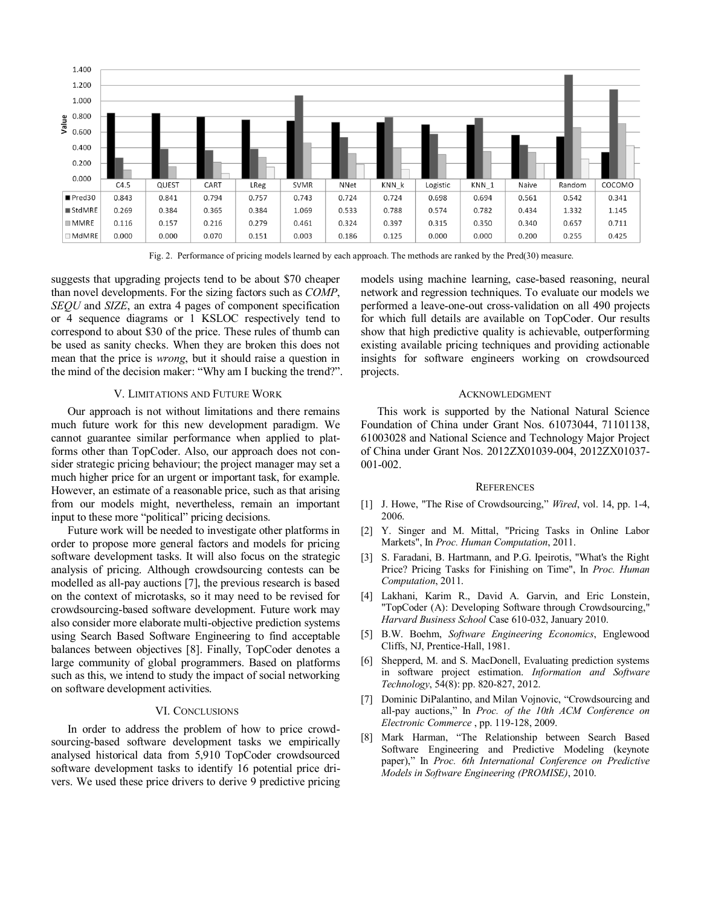1.400
1.200
1.000
0.800
0.600
0.400
0.200
0.000

Value

C4.5 QUEST CART LReg SVMR NNet KNN_k Logistic KNN_1 Naive Random COCOMO

Pred30 0.843 0.841 0.794 0.757 0.743 0.724 0.724 0.698 0.694 0.561 0.542 0.341

StdMRE 0.269 0.384 0.365 0.384 1.069 0.533 0.788 0.574 0.782 0.434 1.332 1.145

MMRE 0.116 0.157 0.216 0.279 0.461 0.324 0.397 0.315 0.350 0.340 0.657 0.711

MdMRE 0.000 0.000 0.070 0.151 0.003 0.186 0.125 0.000 0.000 0.200 0.255 0.425

Fig. 2. Performance of pricing models learned by each approach. The methods are ranked by the Pred(30) measure.

suggests that upgrading projects tend to be about \$70 cheaper than novel developments. For the sizing factors such as *COMP*, *SEQU* and *SIZE*, an extra 4 pages of component specification or 4 sequence diagrams or 1 KSLOC respectively tend to correspond to about \$30 of the price. These rules of thumb can be used as sanity checks. When they are broken this does not mean that the price is *wrong*, but it should raise a question in the mind of the decision maker: "Why am I bucking the trend?".

## V. Limitations and Future Work

Our approach is not without limitations and there remains much future work for this new development paradigm. We cannot guarantee similar performance when applied to platforms other than TopCoder. Also, our approach does not consider strategic pricing behaviour; the project manager may set a much higher price for an urgent or important task, for example. However, an estimate of a reasonable price, such as that arising from our models might, nevertheless, remain an important input to these more "political" pricing decisions.

Future work will be needed to investigate other platforms in order to propose more general factors and models for pricing software development tasks. It will also focus on the strategic analysis of pricing. Although crowdsourcing contests can be modelled as all-pay auctions [7], the previous research is based on the context of microtasks, so it may need to be revised for crowdsourcing-based software development. Future work may also consider more elaborate multi-objective prediction systems using Search Based Software Engineering to find acceptable balances between objectives [8]. Finally, TopCoder denotes a large community of global programmers. Based on platforms such as this, we intend to study the impact of social networking on software development activities.

## VI. Conclusions

In order to address the problem of how to price crowdsourcing-based software development tasks we empirically analysed historical data from 5,910 TopCoder crowdsourced software development tasks to identify 16 potential price drivers. We used these price drivers to derive 9 predictive pricing models using machine learning, case-based reasoning, neural network and regression techniques. To evaluate our models we performed a leave-one-out cross-validation on all 490 projects for which full details are available on TopCoder. Our results show that high predictive quality is achievable, outperforming existing available pricing techniques and providing actionable insights for software engineers working on crowdsourced projects.

## Acknowledgment

This work is supported by the National Natural Science Foundation of China under Grant Nos. 61073044, 71101138, 61003028 and National Science and Technology Major Project of China under Grant Nos. 2012ZX01039-004, 2012ZX01037-001-002.

## References

[1] J. Howe, "The Rise of Crowdsourcing," *Wired*, vol. 14, pp. 1-4, 2006.

[2] Y. Singer and M. Mittal, "Pricing Tasks in Online Labor Markets", In *Proc. Human Computation*, 2011.

[3] S. Faradani, B. Hartmann, and P.G. Ipeirotis, "What's the Right Price? Pricing Tasks for Finishing on Time", In *Proc. Human Computation*, 2011.

[4] Lakhani, Karim R., David A. Garvin, and Eric Lonstein, "TopCoder (A): Developing Software through Crowdsourcing," *Harvard Business School* Case 610-032, January 2010.

[5] B.W. Boehm, *Software Engineering Economics*, Englewood Cliffs, NJ, Prentice-Hall, 1981.

[6] Shepperd, M. and S. MacDonell, Evaluating prediction systems in software project estimation. *Information and Software Technology*, 54(8): pp. 820-827, 2012.

[7] Dominic DiPalantino, and Milan Vojnovic, "Crowdsourcing and all-pay auctions," In *Proc. of the 10th ACM Conference on Electronic Commerce* , pp. 119-128, 2009.

[8] Mark Harman, "The Relationship between Search Based Software Engineering and Predictive Modeling (keynote paper)," In *Proc. 6th International Conference on Predictive Models in Software Engineering (PROMISE)*, 2010.